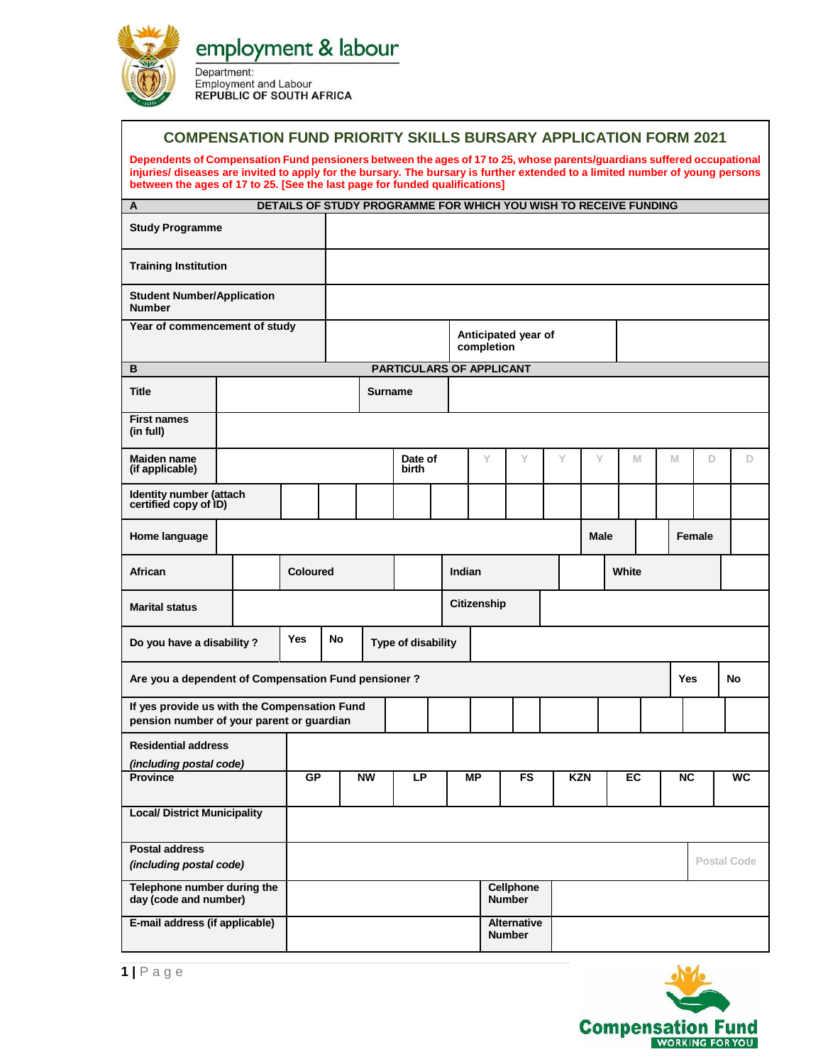employment & labour

Department:
Employment and Labour
REPUBLIC OF SOUTH AFRICA

# COMPENSATION FUND PRIORITY SKILLS BURSARY APPLICATION FORM 2021

**Dependents of Compensation Fund pensioners between the ages of 17 to 25, whose parents/guardians suffered occupational injuries/ diseases are invited to apply for the bursary. The bursary is further extended to a limited number of young persons between the ages of 17 to 25. [See the last page for funded qualifications]**

| **A** | **DETAILS OF STUDY PROGRAMME FOR WHICH YOU WISH TO RECEIVE FUNDING** | | |
|---|---|---|---|
| **Study Programme** | | | |
| **Training Institution** | | | |
| **Student Number/Application Number** | | | |
| **Year of commencement of study** | | **Anticipated year of completion** | |

**B — PARTICULARS OF APPLICANT**

| | | | |
|---|---|---|---|
| **Title** | | **Surname** | |
| **First names (in full)** | | | |
| **Maiden name (if applicable)** | | **Date of birth** | Y Y Y Y M M D D |
| **Identity number (attach certified copy of ID)** | | | |
| **Home language** | | **Male** / **Female** | |

| **African** | | **Coloured** | | **Indian** | | **White** | |
|---|---|---|---|---|---|---|---|

| **Marital status** | | **Citizenship** | |
|---|---|---|---|
| **Do you have a disability ?** | **Yes** / **No** | **Type of disability** | |

| **Are you a dependent of Compensation Fund pensioner ?** | **Yes** | **No** |
|---|---|---|
| **If yes provide us with the Compensation Fund pension number of your parent or guardian** | | |

| | | | | | | | | | |
|---|---|---|---|---|---|---|---|---|---|
| **Residential address** *(including postal code)* | | | | | | | | | |
| **Province** | **GP** | **NW** | **LP** | **MP** | **FS** | **KZN** | **EC** | **NC** | **WC** |
| **Local/ District Municipality** | | | | | | | | | |
| **Postal address** *(including postal code)* | | | | | | | | | Postal Code |

| | | | |
|---|---|---|---|
| **Telephone number during the day (code and number)** | | **Cellphone Number** | |
| **E-mail address (if applicable)** | | **Alternative Number** | |

Compensation Fund
WORKING FOR YOU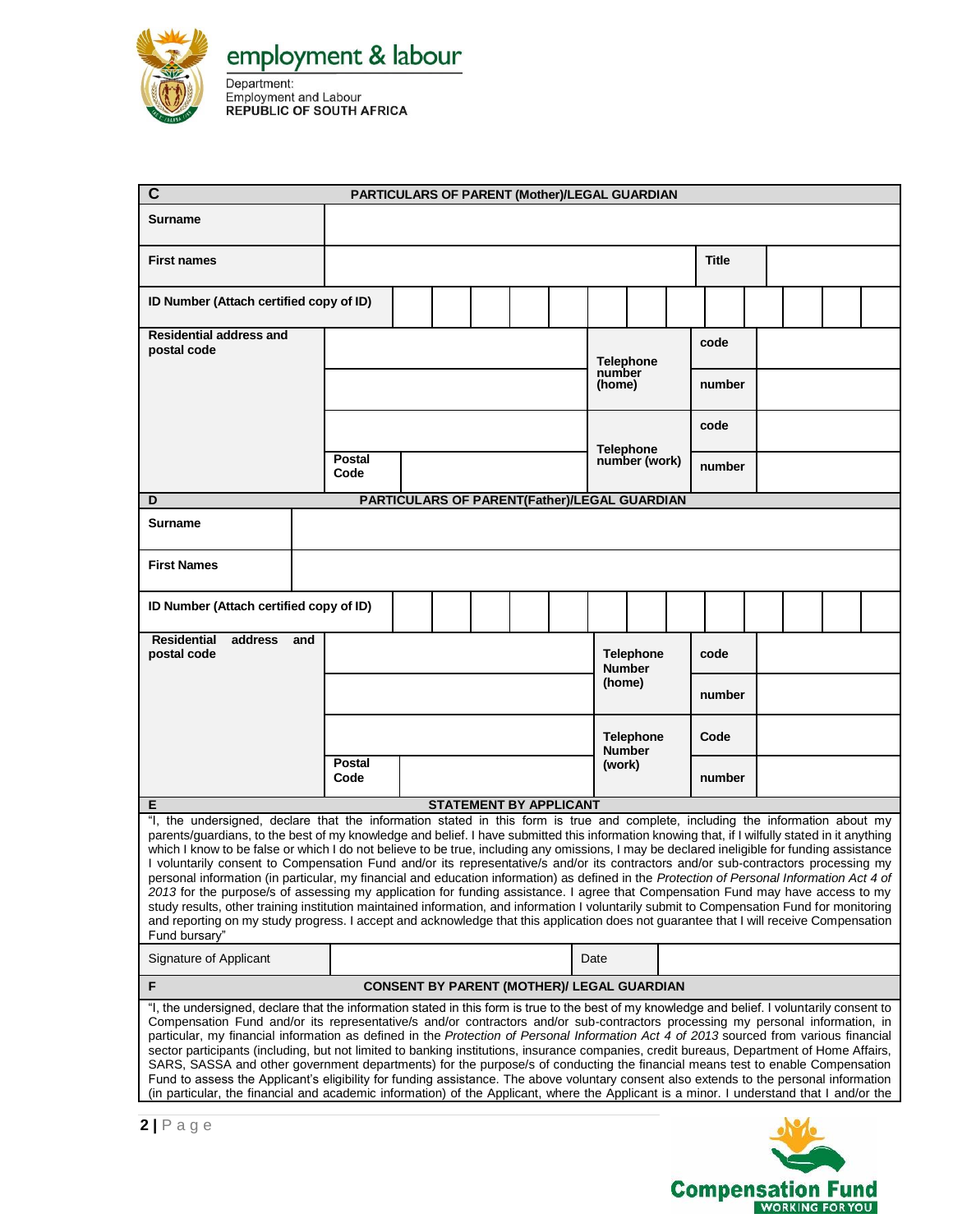| C | PARTICULARS OF PARENT (Mother)/LEGAL GUARDIAN | | | |
|---|---|---|---|---|
| Surname | | | | |
| First names | | | Title | |
| ID Number (Attach certified copy of ID) | | | | |
| Residential address and postal code | | Telephone number (home) | code | |
| | | | number | |
| | | Telephone number (work) | code | |
| | Postal Code | | number | |

| D | PARTICULARS OF PARENT(Father)/LEGAL GUARDIAN | | | |
|---|---|---|---|---|
| Surname | | | | |
| First Names | | | | |
| ID Number (Attach certified copy of ID) | | | | |
| Residential address and postal code | | Telephone Number (home) | code | |
| | | | number | |
| | | Telephone Number (work) | Code | |
| | Postal Code | | number | |

## E STATEMENT BY APPLICANT

"I, the undersigned, declare that the information stated in this form is true and complete, including the information about my parents/guardians, to the best of my knowledge and belief. I have submitted this information knowing that, if I wilfully stated in it anything which I know to be false or which I do not believe to be true, including any omissions, I may be declared ineligible for funding assistance I voluntarily consent to Compensation Fund and/or its representative/s and/or its contractors and/or sub-contractors processing my personal information (in particular, my financial and education information) as defined in the *Protection of Personal Information Act 4 of 2013* for the purpose/s of assessing my application for funding assistance. I agree that Compensation Fund may have access to my study results, other training institution maintained information, and information I voluntarily submit to Compensation Fund for monitoring and reporting on my study progress. I accept and acknowledge that this application does not guarantee that I will receive Compensation Fund bursary"

| Signature of Applicant | | Date | |
|---|---|---|---|

## F CONSENT BY PARENT (MOTHER)/ LEGAL GUARDIAN

"I, the undersigned, declare that the information stated in this form is true to the best of my knowledge and belief. I voluntarily consent to Compensation Fund and/or its representative/s and/or contractors and/or sub-contractors processing my personal information, in particular, my financial information as defined in the *Protection of Personal Information Act 4 of 2013* sourced from various financial sector participants (including, but not limited to banking institutions, insurance companies, credit bureaus, Department of Home Affairs, SARS, SASSA and other government departments) for the purpose/s of conducting the financial means test to enable Compensation Fund to assess the Applicant's eligibility for funding assistance. The above voluntary consent also extends to the personal information (in particular, the financial and academic information) of the Applicant, where the Applicant is a minor. I understand that I and/or the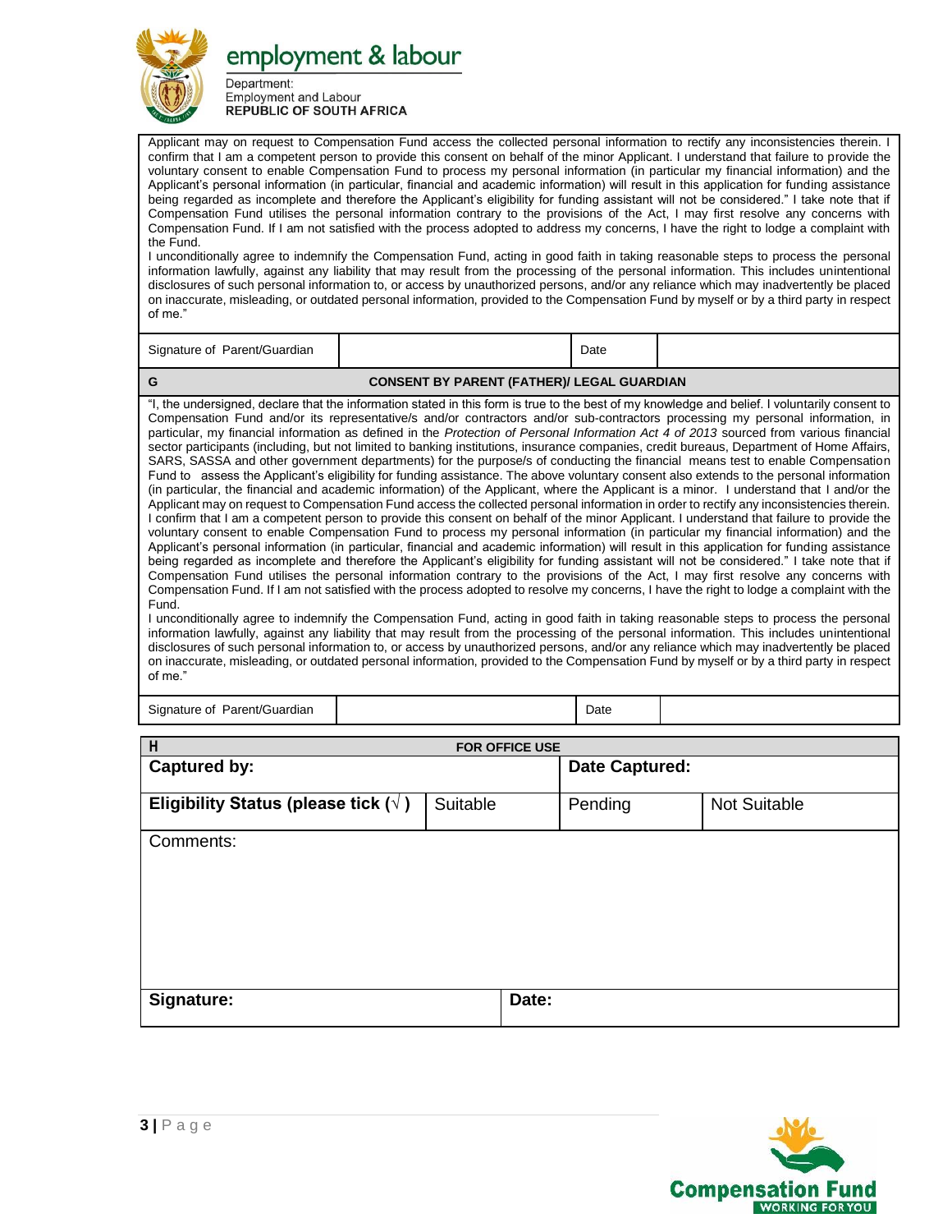Applicant may on request to Compensation Fund access the collected personal information to rectify any inconsistencies therein. I confirm that I am a competent person to provide this consent on behalf of the minor Applicant. I understand that failure to provide the voluntary consent to enable Compensation Fund to process my personal information (in particular my financial information) and the Applicant's personal information (in particular, financial and academic information) will result in this application for funding assistance being regarded as incomplete and therefore the Applicant's eligibility for funding assistant will not be considered." I take note that if Compensation Fund utilises the personal information contrary to the provisions of the Act, I may first resolve any concerns with Compensation Fund. If I am not satisfied with the process adopted to address my concerns, I have the right to lodge a complaint with the Fund.

I unconditionally agree to indemnify the Compensation Fund, acting in good faith in taking reasonable steps to process the personal information lawfully, against any liability that may result from the processing of the personal information. This includes unintentional disclosures of such personal information to, or access by unauthorized persons, and/or any reliance which may inadvertently be placed on inaccurate, misleading, or outdated personal information, provided to the Compensation Fund by myself or by a third party in respect of me."

| Signature of Parent/Guardian | | Date | |
|---|---|---|---|

## G CONSENT BY PARENT (FATHER)/ LEGAL GUARDIAN

"I, the undersigned, declare that the information stated in this form is true to the best of my knowledge and belief. I voluntarily consent to Compensation Fund and/or its representative/s and/or contractors and/or sub-contractors processing my personal information, in particular, my financial information as defined in the *Protection of Personal Information Act 4 of 2013* sourced from various financial sector participants (including, but not limited to banking institutions, insurance companies, credit bureaus, Department of Home Affairs, SARS, SASSA and other government departments) for the purpose/s of conducting the financial means test to enable Compensation Fund to assess the Applicant's eligibility for funding assistance. The above voluntary consent also extends to the personal information (in particular, the financial and academic information) of the Applicant, where the Applicant is a minor. I understand that I and/or the Applicant may on request to Compensation Fund access the collected personal information in order to rectify any inconsistencies therein. I confirm that I am a competent person to provide this consent on behalf of the minor Applicant. I understand that failure to provide the voluntary consent to enable Compensation Fund to process my personal information (in particular my financial information) and the Applicant's personal information (in particular, financial and academic information) will result in this application for funding assistance being regarded as incomplete and therefore the Applicant's eligibility for funding assistant will not be considered." I take note that if Compensation Fund utilises the personal information contrary to the provisions of the Act, I may first resolve any concerns with Compensation Fund. If I am not satisfied with the process adopted to resolve my concerns, I have the right to lodge a complaint with the Fund.

I unconditionally agree to indemnify the Compensation Fund, acting in good faith in taking reasonable steps to process the personal information lawfully, against any liability that may result from the processing of the personal information. This includes unintentional disclosures of such personal information to, or access by unauthorized persons, and/or any reliance which may inadvertently be placed on inaccurate, misleading, or outdated personal information, provided to the Compensation Fund by myself or by a third party in respect of me."

| Signature of Parent/Guardian | | Date | |
|---|---|---|---|

## H FOR OFFICE USE

| **Captured by:** | | **Date Captured:** | |
|---|---|---|---|
| **Eligibility Status (please tick (√ )** | Suitable | Pending | Not Suitable |
| Comments: | | | |
| **Signature:** | | **Date:** | |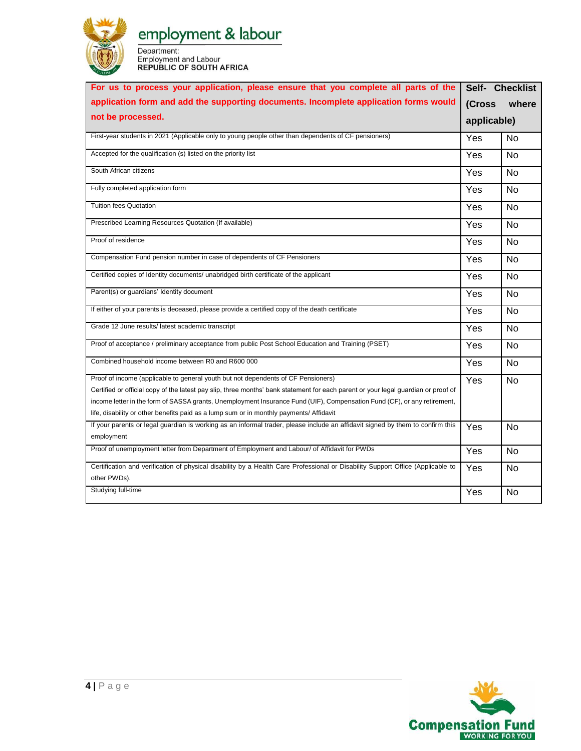employment & labour

Department:
Employment and Labour
**REPUBLIC OF SOUTH AFRICA**

| **For us to process your application, please ensure that you complete all parts of the application form and add the supporting documents. Incomplete application forms would not be processed.** | **Self- Checklist (Cross where applicable)** | |
|---|---|---|
| First-year students in 2021 (Applicable only to young people other than dependents of CF pensioners) | Yes | No |
| Accepted for the qualification (s) listed on the priority list | Yes | No |
| South African citizens | Yes | No |
| Fully completed application form | Yes | No |
| Tuition fees Quotation | Yes | No |
| Prescribed Learning Resources Quotation (If available) | Yes | No |
| Proof of residence | Yes | No |
| Compensation Fund pension number in case of dependents of CF Pensioners | Yes | No |
| Certified copies of Identity documents/ unabridged birth certificate of the applicant | Yes | No |
| Parent(s) or guardians' Identity document | Yes | No |
| If either of your parents is deceased, please provide a certified copy of the death certificate | Yes | No |
| Grade 12 June results/ latest academic transcript | Yes | No |
| Proof of acceptance / preliminary acceptance from public Post School Education and Training (PSET) | Yes | No |
| Combined household income between R0 and R600 000 | Yes | No |
| Proof of income (applicable to general youth but not dependents of CF Pensioners) Certified or official copy of the latest pay slip, three months' bank statement for each parent or your legal guardian or proof of income letter in the form of SASSA grants, Unemployment Insurance Fund (UIF), Compensation Fund (CF), or any retirement, life, disability or other benefits paid as a lump sum or in monthly payments/ Affidavit | Yes | No |
| If your parents or legal guardian is working as an informal trader, please include an affidavit signed by them to confirm this employment | Yes | No |
| Proof of unemployment letter from Department of Employment and Labour/ of Affidavit for PWDs | Yes | No |
| Certification and verification of physical disability by a Health Care Professional or Disability Support Office (Applicable to other PWDs). | Yes | No |
| Studying full-time | Yes | No |

Compensation Fund
WORKING FOR YOU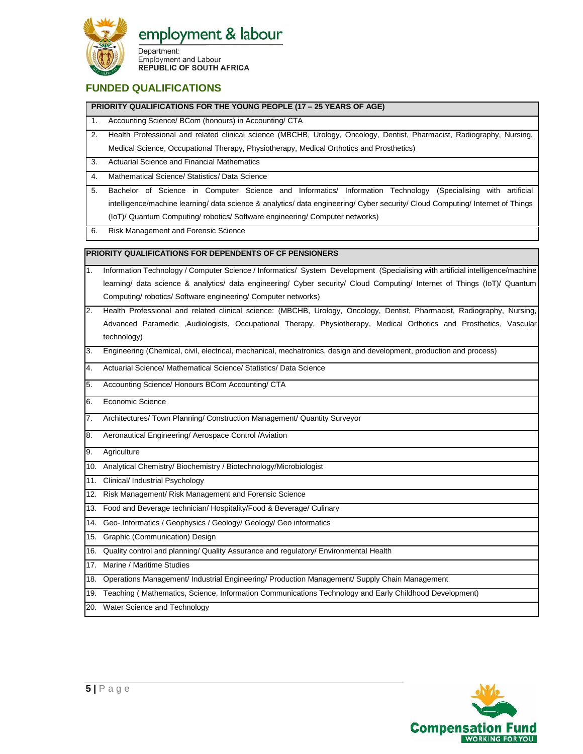employment & labour

Department:
Employment and Labour
**REPUBLIC OF SOUTH AFRICA**

## FUNDED QUALIFICATIONS

| | **PRIORITY QUALIFICATIONS FOR THE YOUNG PEOPLE (17 – 25 YEARS OF AGE)** |
|---|---|
| 1. | Accounting Science/ BCom (honours) in Accounting/ CTA |
| 2. | Health Professional and related clinical science (MBCHB, Urology, Oncology, Dentist, Pharmacist, Radiography, Nursing, Medical Science, Occupational Therapy, Physiotherapy, Medical Orthotics and Prosthetics) |
| 3. | Actuarial Science and Financial Mathematics |
| 4. | Mathematical Science/ Statistics/ Data Science |
| 5. | Bachelor of Science in Computer Science and Informatics/ Information Technology (Specialising with artificial intelligence/machine learning/ data science & analytics/ data engineering/ Cyber security/ Cloud Computing/ Internet of Things (IoT)/ Quantum Computing/ robotics/ Software engineering/ Computer networks) |
| 6. | Risk Management and Forensic Science |

| | **PRIORITY QUALIFICATIONS FOR DEPENDENTS OF CF PENSIONERS** |
|---|---|
| 1. | Information Technology / Computer Science / Informatics/ System Development (Specialising with artificial intelligence/machine learning/ data science & analytics/ data engineering/ Cyber security/ Cloud Computing/ Internet of Things (IoT)/ Quantum Computing/ robotics/ Software engineering/ Computer networks) |
| 2. | Health Professional and related clinical science: (MBCHB, Urology, Oncology, Dentist, Pharmacist, Radiography, Nursing, Advanced Paramedic ,Audiologists, Occupational Therapy, Physiotherapy, Medical Orthotics and Prosthetics, Vascular technology) |
| 3. | Engineering (Chemical, civil, electrical, mechanical, mechatronics, design and development, production and process) |
| 4. | Actuarial Science/ Mathematical Science/ Statistics/ Data Science |
| 5. | Accounting Science/ Honours BCom Accounting/ CTA |
| 6. | Economic Science |
| 7. | Architectures/ Town Planning/ Construction Management/ Quantity Surveyor |
| 8. | Aeronautical Engineering/ Aerospace Control /Aviation |
| 9. | Agriculture |
| 10. | Analytical Chemistry/ Biochemistry / Biotechnology/Microbiologist |
| 11. | Clinical/ Industrial Psychology |
| 12. | Risk Management/ Risk Management and Forensic Science |
| 13. | Food and Beverage technician/ Hospitality/Food & Beverage/ Culinary |
| 14. | Geo- Informatics / Geophysics / Geology/ Geology/ Geo informatics |
| 15. | Graphic (Communication) Design |
| 16. | Quality control and planning/ Quality Assurance and regulatory/ Environmental Health |
| 17. | Marine / Maritime Studies |
| 18. | Operations Management/ Industrial Engineering/ Production Management/ Supply Chain Management |
| 19. | Teaching ( Mathematics, Science, Information Communications Technology and Early Childhood Development) |
| 20. | Water Science and Technology |

Compensation Fund
WORKING FOR YOU